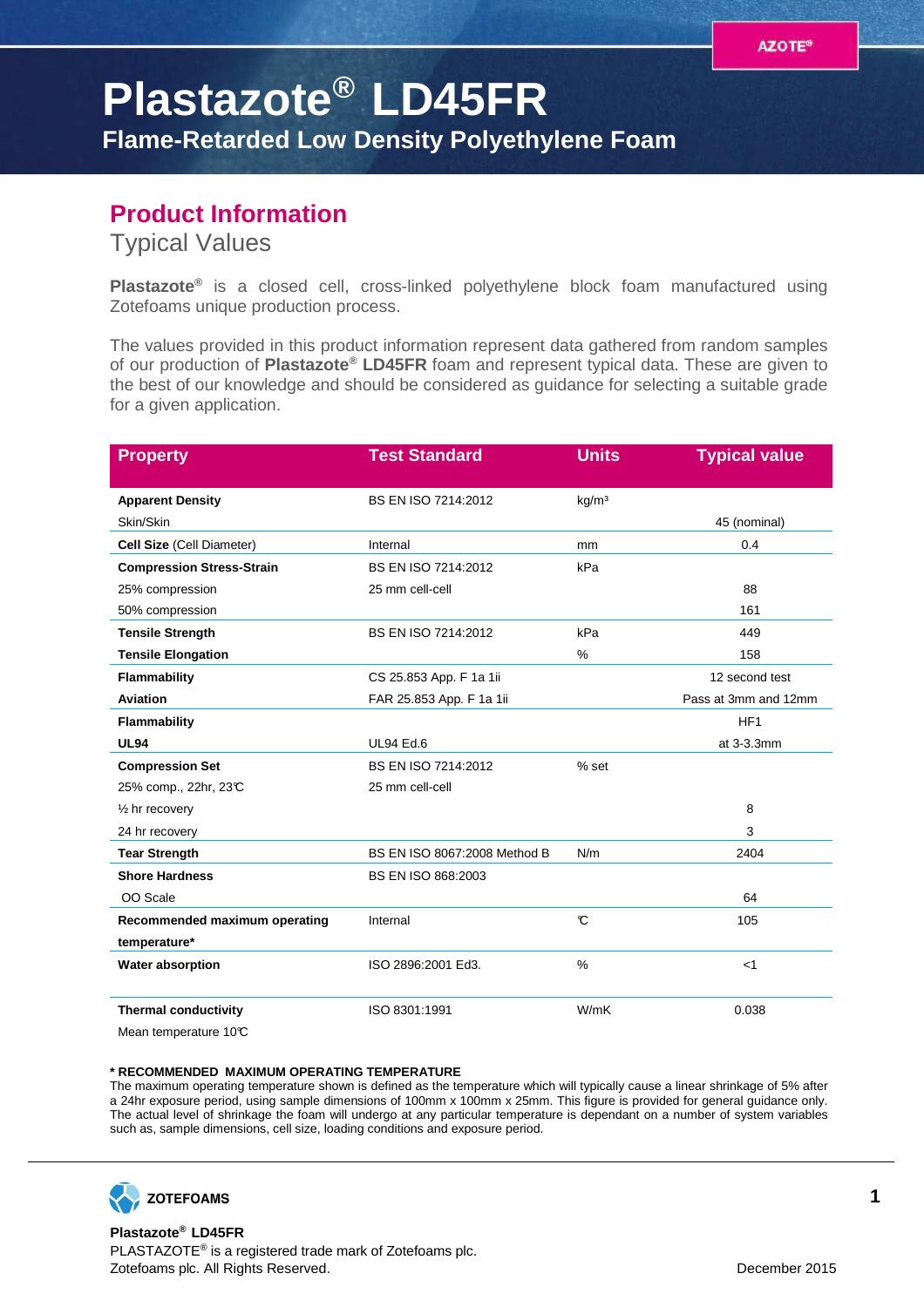AZOTE®

# Plastazote® LD45FR

## Flame-Retarded Low Density Polyethylene Foam

## Product Information

### Typical Values

**Plastazote®** is a closed cell, cross-linked polyethylene block foam manufactured using Zotefoams unique production process.

The values provided in this product information represent data gathered from random samples of our production of **Plastazote® LD45FR** foam and represent typical data. These are given to the best of our knowledge and should be considered as guidance for selecting a suitable grade for a given application.

| Property | Test Standard | Units | Typical value |
|---|---|---|---|
| **Apparent Density** | BS EN ISO 7214:2012 | kg/m³ | |
| Skin/Skin | | | 45 (nominal) |
| **Cell Size** (Cell Diameter) | Internal | mm | 0.4 |
| **Compression Stress-Strain** | BS EN ISO 7214:2012 | kPa | |
| 25% compression | 25 mm cell-cell | | 88 |
| 50% compression | | | 161 |
| **Tensile Strength** | BS EN ISO 7214:2012 | kPa | 449 |
| **Tensile Elongation** | | % | 158 |
| **Flammability** | CS 25.853 App. F 1a 1ii | | 12 second test |
| **Aviation** | FAR 25.853 App. F 1a 1ii | | Pass at 3mm and 12mm |
| **Flammability** | | | HF1 |
| **UL94** | UL94 Ed.6 | | at 3-3.3mm |
| **Compression Set** | BS EN ISO 7214:2012 | % set | |
| 25% comp., 22hr, 23℃ | 25 mm cell-cell | | |
| ½ hr recovery | | | 8 |
| 24 hr recovery | | | 3 |
| **Tear Strength** | BS EN ISO 8067:2008 Method B | N/m | 2404 |
| **Shore Hardness** | BS EN ISO 868:2003 | | |
| OO Scale | | | 64 |
| **Recommended maximum operating temperature*** | Internal | ℃ | 105 |
| **Water absorption** | ISO 2896:2001 Ed3. | % | <1 |
| **Thermal conductivity** | ISO 8301:1991 | W/mK | 0.038 |
| Mean temperature 10℃ | | | |

**\* RECOMMENDED MAXIMUM OPERATING TEMPERATURE**
The maximum operating temperature shown is defined as the temperature which will typically cause a linear shrinkage of 5% after a 24hr exposure period, using sample dimensions of 100mm x 100mm x 25mm. This figure is provided for general guidance only. The actual level of shrinkage the foam will undergo at any particular temperature is dependant on a number of system variables such as, sample dimensions, cell size, loading conditions and exposure period.

ZOTEFOAMS

**Plastazote® LD45FR**
PLASTAZOTE® is a registered trade mark of Zotefoams plc.
Zotefoams plc. All Rights Reserved.

December 2015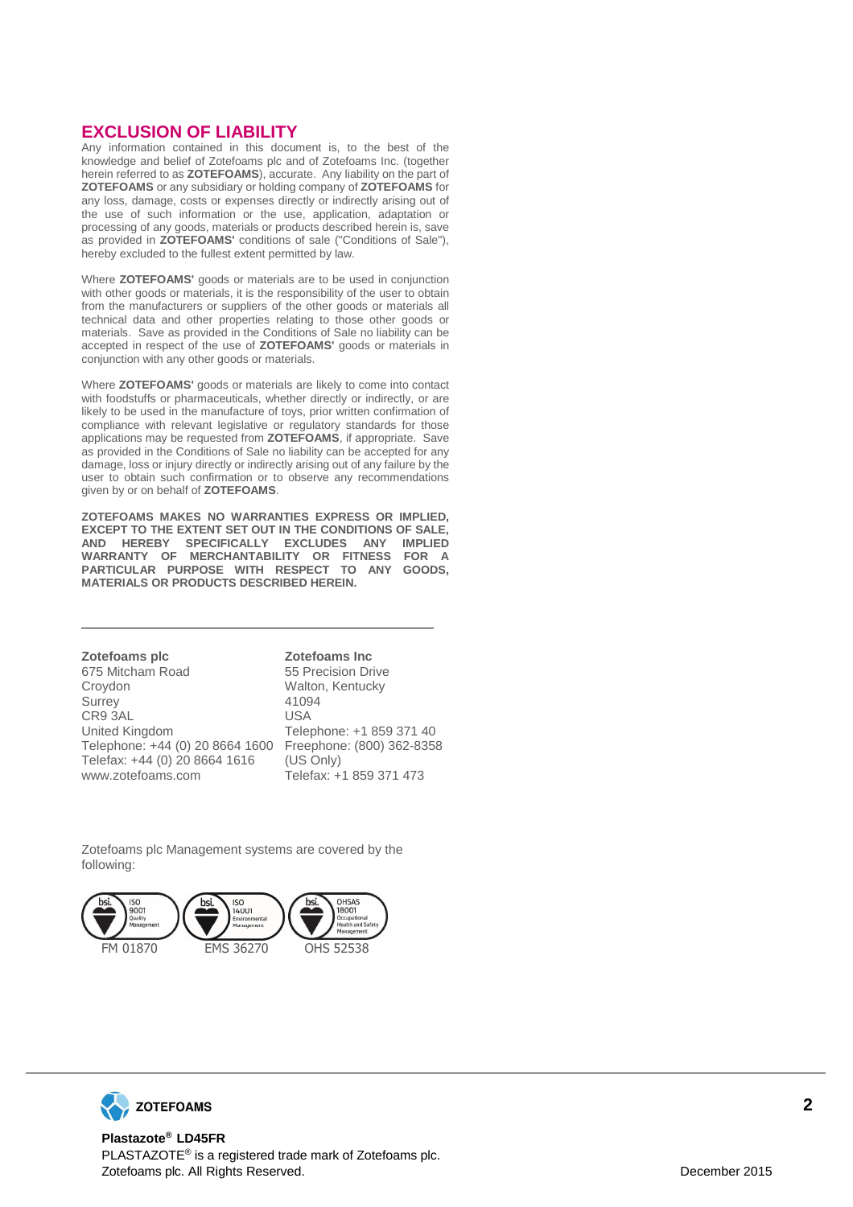## EXCLUSION OF LIABILITY

Any information contained in this document is, to the best of the knowledge and belief of Zotefoams plc and of Zotefoams Inc. (together herein referred to as **ZOTEFOAMS**), accurate. Any liability on the part of **ZOTEFOAMS** or any subsidiary or holding company of **ZOTEFOAMS** for any loss, damage, costs or expenses directly or indirectly arising out of the use of such information or the use, application, adaptation or processing of any goods, materials or products described herein is, save as provided in **ZOTEFOAMS'** conditions of sale ("Conditions of Sale"), hereby excluded to the fullest extent permitted by law.

Where **ZOTEFOAMS'** goods or materials are to be used in conjunction with other goods or materials, it is the responsibility of the user to obtain from the manufacturers or suppliers of the other goods or materials all technical data and other properties relating to those other goods or materials. Save as provided in the Conditions of Sale no liability can be accepted in respect of the use of **ZOTEFOAMS'** goods or materials in conjunction with any other goods or materials.

Where **ZOTEFOAMS'** goods or materials are likely to come into contact with foodstuffs or pharmaceuticals, whether directly or indirectly, or are likely to be used in the manufacture of toys, prior written confirmation of compliance with relevant legislative or regulatory standards for those applications may be requested from **ZOTEFOAMS**, if appropriate. Save as provided in the Conditions of Sale no liability can be accepted for any damage, loss or injury directly or indirectly arising out of any failure by the user to obtain such confirmation or to observe any recommendations given by or on behalf of **ZOTEFOAMS**.

**ZOTEFOAMS MAKES NO WARRANTIES EXPRESS OR IMPLIED, EXCEPT TO THE EXTENT SET OUT IN THE CONDITIONS OF SALE, AND HEREBY SPECIFICALLY EXCLUDES ANY IMPLIED WARRANTY OF MERCHANTABILITY OR FITNESS FOR A PARTICULAR PURPOSE WITH RESPECT TO ANY GOODS, MATERIALS OR PRODUCTS DESCRIBED HEREIN.**

---

**Zotefoams plc**
675 Mitcham Road
Croydon
Surrey
CR9 3AL
United Kingdom
Telephone: +44 (0) 20 8664 1600
Telefax: +44 (0) 20 8664 1616
www.zotefoams.com

**Zotefoams Inc**
55 Precision Drive
Walton, Kentucky
41094
USA
Telephone: +1 859 371 40
Freephone: (800) 362-8358
(US Only)
Telefax: +1 859 371 473

Zotefoams plc Management systems are covered by the following:

bsi. ISO 9001 Quality Management — FM 01870

bsi. ISO 14001 Environmental Management — EMS 36270

bsi. OHSAS 18001 Occupational Health and Safety Management — OHS 52538

ZOTEFOAMS

**Plastazote® LD45FR**
PLASTAZOTE® is a registered trade mark of Zotefoams plc.
Zotefoams plc. All Rights Reserved.

December 2015